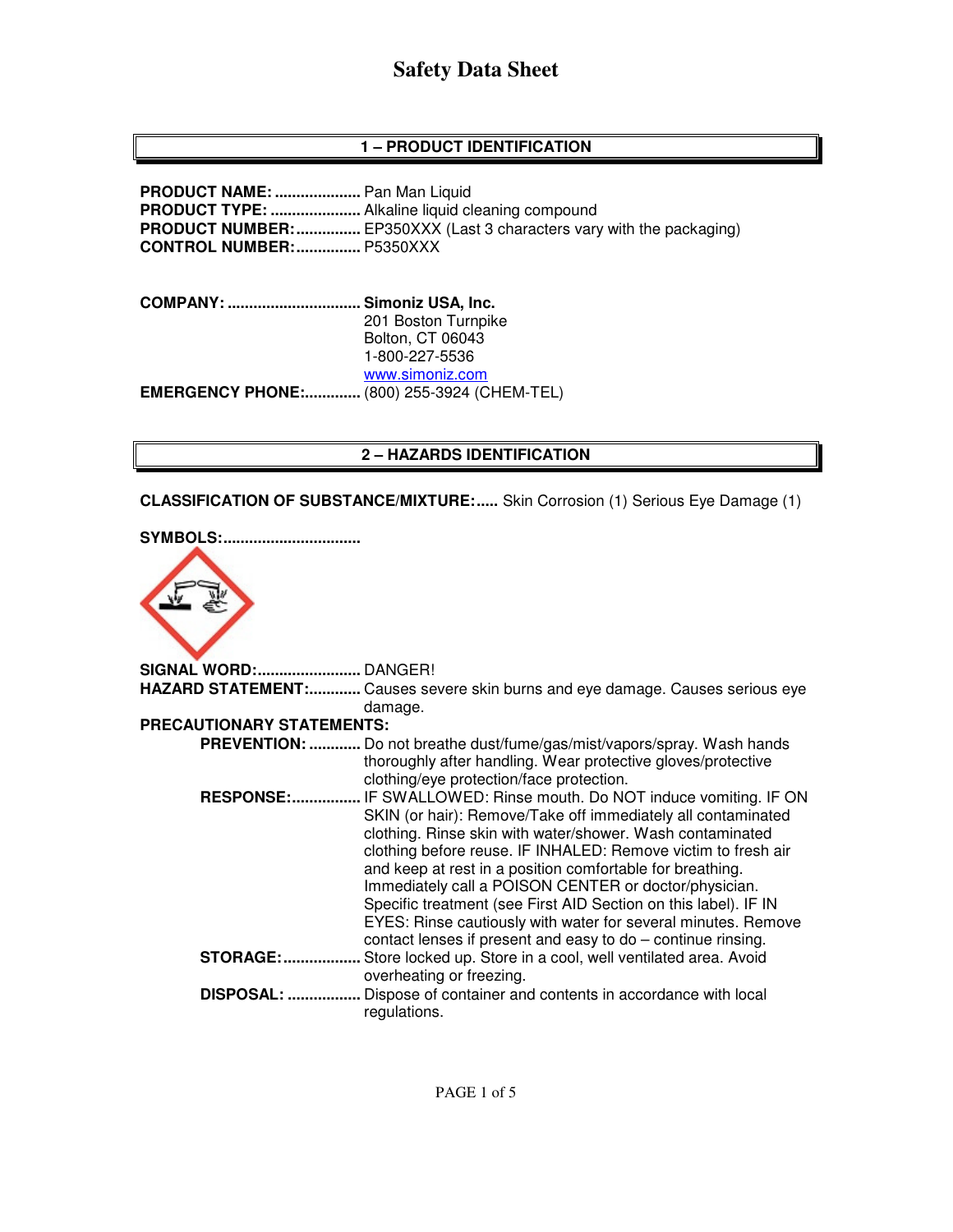# Safety Data Sheet

## 1 – PRODUCT IDENTIFICATION

**PRODUCT NAME:** .................... Pan Man Liquid
**PRODUCT TYPE:** ..................... Alkaline liquid cleaning compound
**PRODUCT NUMBER:**............... EP350XXX (Last 3 characters vary with the packaging)
**CONTROL NUMBER:**............... P5350XXX

**COMPANY:** ............................... **Simoniz USA, Inc.**
201 Boston Turnpike
Bolton, CT 06043
1-800-227-5536
www.simoniz.com
**EMERGENCY PHONE:**............. (800) 255-3924 (CHEM-TEL)

## 2 – HAZARDS IDENTIFICATION

**CLASSIFICATION OF SUBSTANCE/MIXTURE:**..... Skin Corrosion (1) Serious Eye Damage (1)

**SYMBOLS:**................................

**SIGNAL WORD:**........................ DANGER!
**HAZARD STATEMENT:**............ Causes severe skin burns and eye damage. Causes serious eye damage.

**PRECAUTIONARY STATEMENTS:**

- **PREVENTION:** ............ Do not breathe dust/fume/gas/mist/vapors/spray. Wash hands thoroughly after handling. Wear protective gloves/protective clothing/eye protection/face protection.
- **RESPONSE:**................ IF SWALLOWED: Rinse mouth. Do NOT induce vomiting. IF ON SKIN (or hair): Remove/Take off immediately all contaminated clothing. Rinse skin with water/shower. Wash contaminated clothing before reuse. IF INHALED: Remove victim to fresh air and keep at rest in a position comfortable for breathing. Immediately call a POISON CENTER or doctor/physician. Specific treatment (see First AID Section on this label). IF IN EYES: Rinse cautiously with water for several minutes. Remove contact lenses if present and easy to do – continue rinsing.
- **STORAGE:**.................. Store locked up. Store in a cool, well ventilated area. Avoid overheating or freezing.
- **DISPOSAL:** ................. Dispose of container and contents in accordance with local regulations.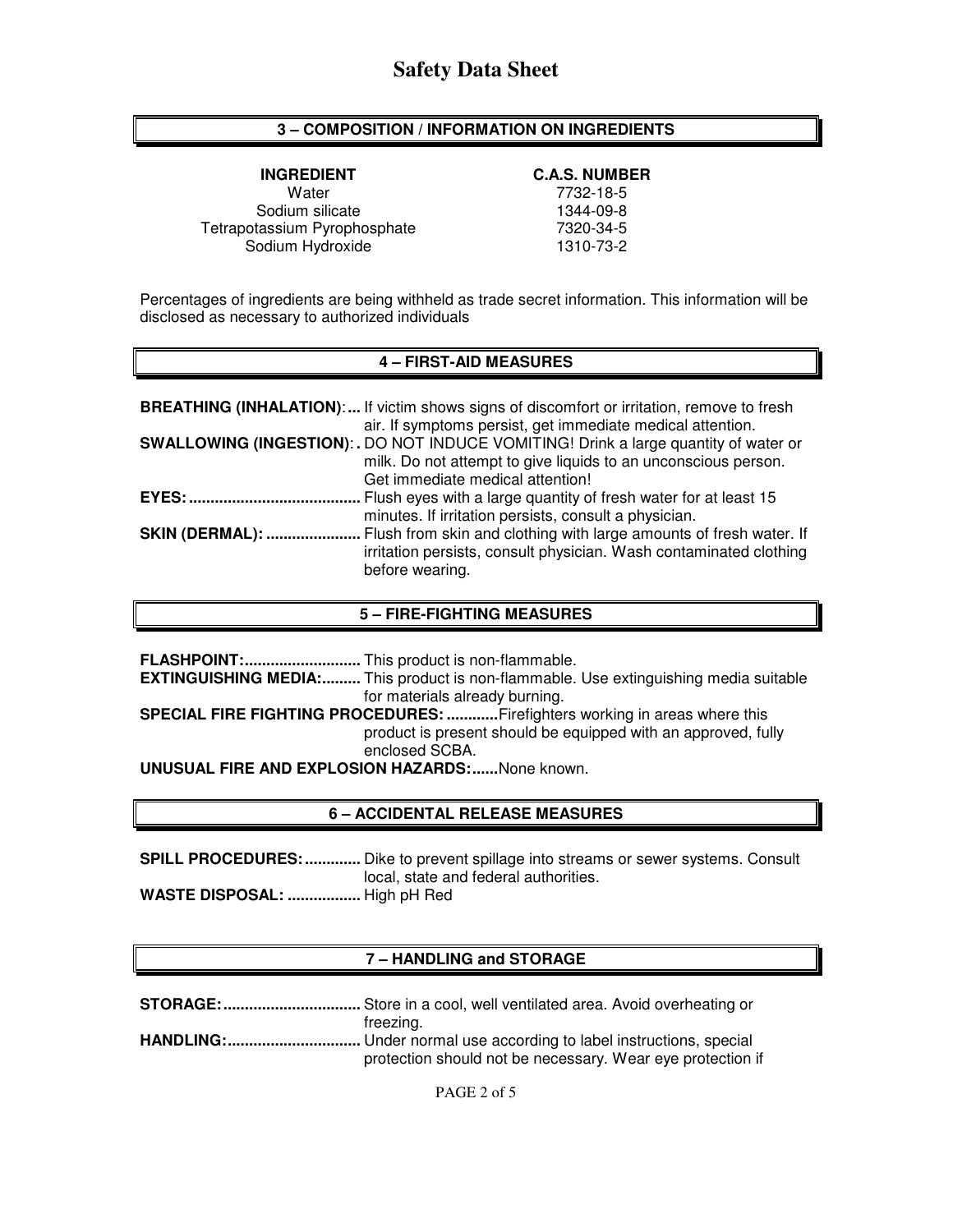# Safety Data Sheet

## 3 – COMPOSITION / INFORMATION ON INGREDIENTS

| INGREDIENT | C.A.S. NUMBER |
|---|---|
| Water | 7732-18-5 |
| Sodium silicate | 1344-09-8 |
| Tetrapotassium Pyrophosphate | 7320-34-5 |
| Sodium Hydroxide | 1310-73-2 |

Percentages of ingredients are being withheld as trade secret information. This information will be disclosed as necessary to authorized individuals

## 4 – FIRST-AID MEASURES

**BREATHING (INHALATION):...** If victim shows signs of discomfort or irritation, remove to fresh air. If symptoms persist, get immediate medical attention.

**SWALLOWING (INGESTION):.** DO NOT INDUCE VOMITING! Drink a large quantity of water or milk. Do not attempt to give liquids to an unconscious person. Get immediate medical attention!

**EYES:........................................** Flush eyes with a large quantity of fresh water for at least 15 minutes. If irritation persists, consult a physician.

**SKIN (DERMAL): ......................** Flush from skin and clothing with large amounts of fresh water. If irritation persists, consult physician. Wash contaminated clothing before wearing.

## 5 – FIRE-FIGHTING MEASURES

**FLASHPOINT:...........................** This product is non-flammable.

**EXTINGUISHING MEDIA:.........** This product is non-flammable. Use extinguishing media suitable for materials already burning.

**SPECIAL FIRE FIGHTING PROCEDURES: ............**Firefighters working in areas where this product is present should be equipped with an approved, fully enclosed SCBA.

**UNUSUAL FIRE AND EXPLOSION HAZARDS:......**None known.

## 6 – ACCIDENTAL RELEASE MEASURES

**SPILL PROCEDURES: .............** Dike to prevent spillage into streams or sewer systems. Consult local, state and federal authorities.

**WASTE DISPOSAL: .................** High pH Red

## 7 – HANDLING and STORAGE

**STORAGE:................................** Store in a cool, well ventilated area. Avoid overheating or freezing.

**HANDLING:...............................** Under normal use according to label instructions, special protection should not be necessary. Wear eye protection if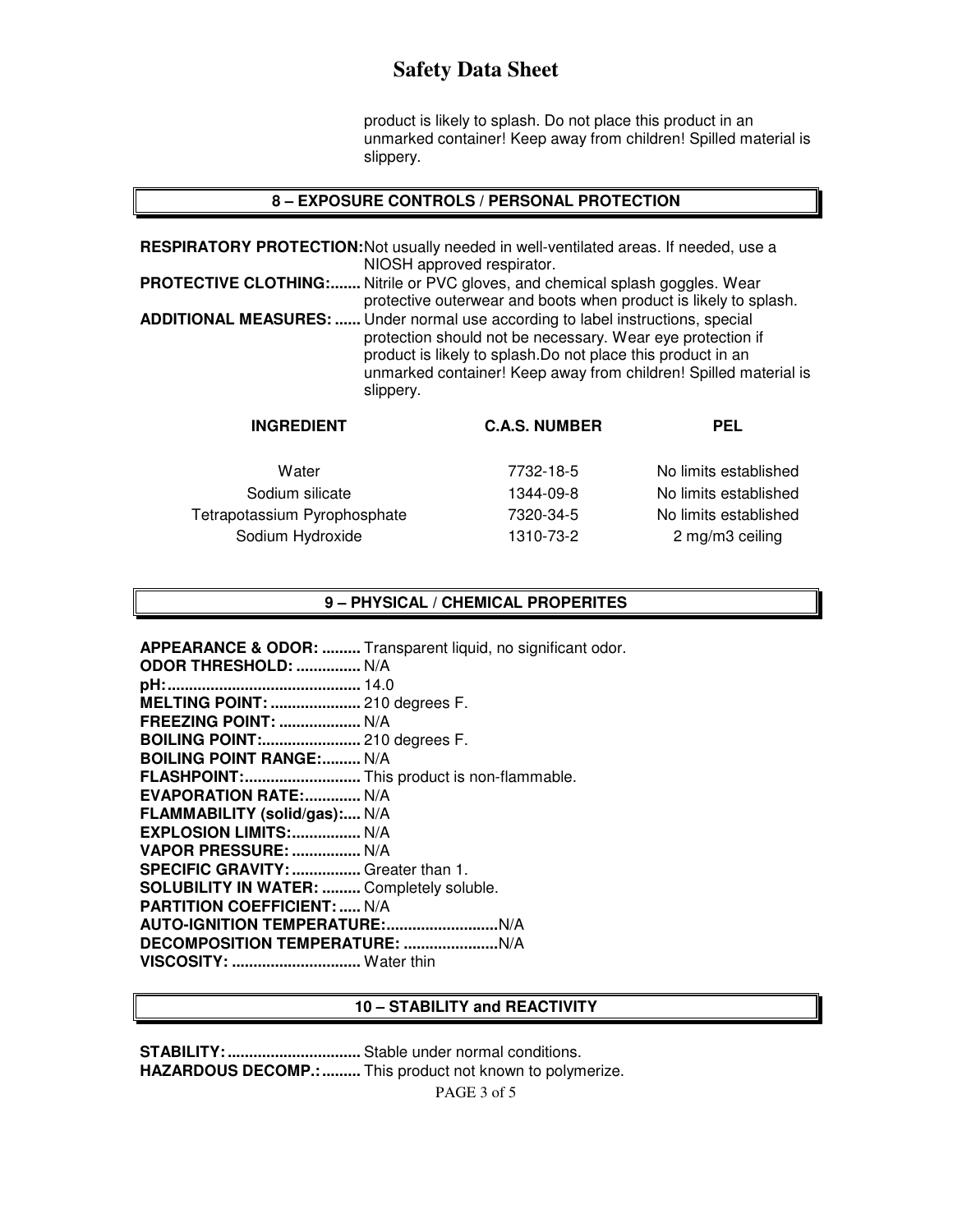product is likely to splash. Do not place this product in an unmarked container! Keep away from children! Spilled material is slippery.

## 8 – EXPOSURE CONTROLS / PERSONAL PROTECTION

**RESPIRATORY PROTECTION:** Not usually needed in well-ventilated areas. If needed, use a NIOSH approved respirator.

**PROTECTIVE CLOTHING:.......** Nitrile or PVC gloves, and chemical splash goggles. Wear protective outerwear and boots when product is likely to splash.

**ADDITIONAL MEASURES: ......** Under normal use according to label instructions, special protection should not be necessary. Wear eye protection if product is likely to splash.Do not place this product in an unmarked container! Keep away from children! Spilled material is slippery.

| INGREDIENT | C.A.S. NUMBER | PEL |
|---|---|---|
| Water | 7732-18-5 | No limits established |
| Sodium silicate | 1344-09-8 | No limits established |
| Tetrapotassium Pyrophosphate | 7320-34-5 | No limits established |
| Sodium Hydroxide | 1310-73-2 | 2 mg/m3 ceiling |

## 9 – PHYSICAL / CHEMICAL PROPERITES

**APPEARANCE & ODOR: .........** Transparent liquid, no significant odor.
**ODOR THRESHOLD: ...............** N/A
**pH:............................................** 14.0
**MELTING POINT: ....................** 210 degrees F.
**FREEZING POINT: ...................** N/A
**BOILING POINT:.......................** 210 degrees F.
**BOILING POINT RANGE:.........** N/A
**FLASHPOINT:...........................** This product is non-flammable.
**EVAPORATION RATE:.............** N/A
**FLAMMABILITY (solid/gas):....** N/A
**EXPLOSION LIMITS:................** N/A
**VAPOR PRESSURE: ................** N/A
**SPECIFIC GRAVITY: ................** Greater than 1.
**SOLUBILITY IN WATER: .........** Completely soluble.
**PARTITION COEFFICIENT: .....** N/A
**AUTO-IGNITION TEMPERATURE:..........................**N/A
**DECOMPOSITION TEMPERATURE: ......................**N/A
**VISCOSITY: ..............................** Water thin

## 10 – STABILITY and REACTIVITY

**STABILITY: ...............................** Stable under normal conditions.
**HAZARDOUS DECOMP.: .........** This product not known to polymerize.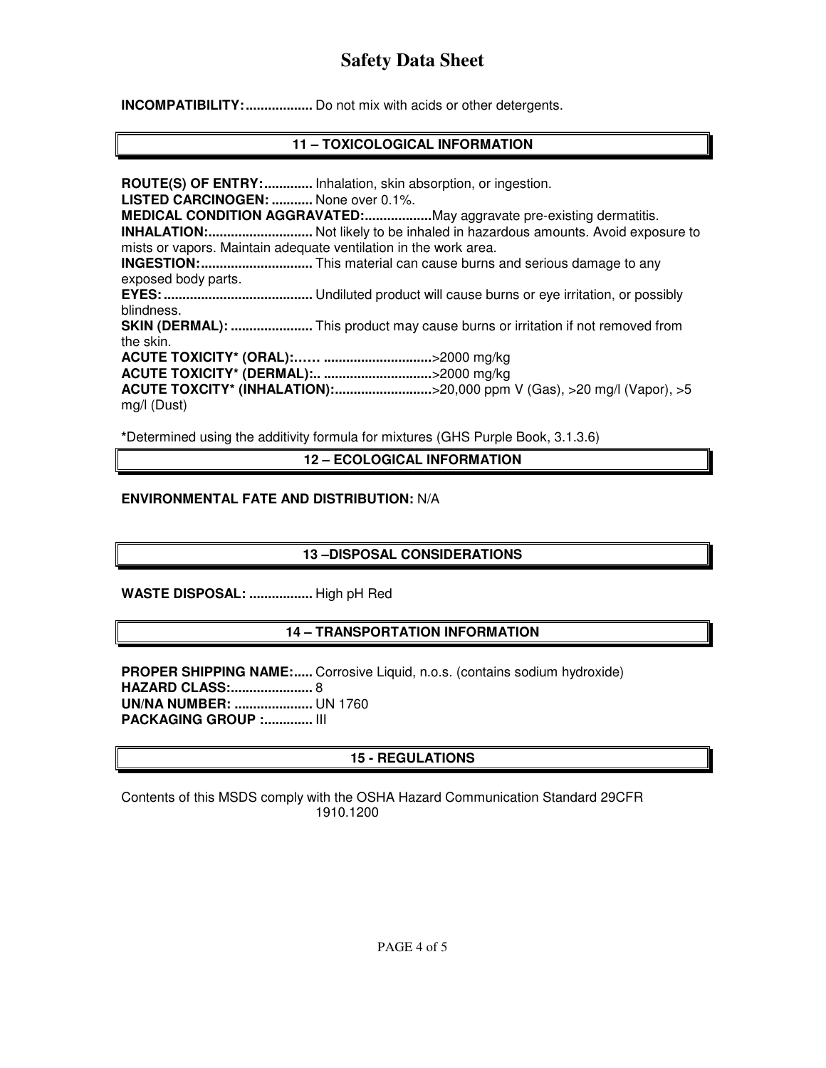# Safety Data Sheet

**INCOMPATIBILITY:..................** Do not mix with acids or other detergents.

## 11 – TOXICOLOGICAL INFORMATION

**ROUTE(S) OF ENTRY:.............** Inhalation, skin absorption, or ingestion.
**LISTED CARCINOGEN: ...........** None over 0.1%.
**MEDICAL CONDITION AGGRAVATED:..................**May aggravate pre-existing dermatitis.
**INHALATION:............................** Not likely to be inhaled in hazardous amounts. Avoid exposure to mists or vapors. Maintain adequate ventilation in the work area.
**INGESTION:..............................** This material can cause burns and serious damage to any exposed body parts.
**EYES:........................................** Undiluted product will cause burns or eye irritation, or possibly blindness.
**SKIN (DERMAL): ......................** This product may cause burns or irritation if not removed from the skin.
**ACUTE TOXICITY* (ORAL):…… ............................**>2000 mg/kg
**ACUTE TOXICITY* (DERMAL):.. ............................**>2000 mg/kg
**ACUTE TOXCITY* (INHALATION):.........................**>20,000 ppm V (Gas), >20 mg/l (Vapor), >5 mg/l (Dust)

***Determined using the additivity formula for mixtures (GHS Purple Book, 3.1.3.6)

## 12 – ECOLOGICAL INFORMATION

**ENVIRONMENTAL FATE AND DISTRIBUTION:** N/A

## 13 –DISPOSAL CONSIDERATIONS

**WASTE DISPOSAL: .................** High pH Red

## 14 – TRANSPORTATION INFORMATION

**PROPER SHIPPING NAME:.....** Corrosive Liquid, n.o.s. (contains sodium hydroxide)
**HAZARD CLASS:......................** 8
**UN/NA NUMBER: .....................** UN 1760
**PACKAGING GROUP :.............** III

## 15 - REGULATIONS

Contents of this MSDS comply with the OSHA Hazard Communication Standard 29CFR 1910.1200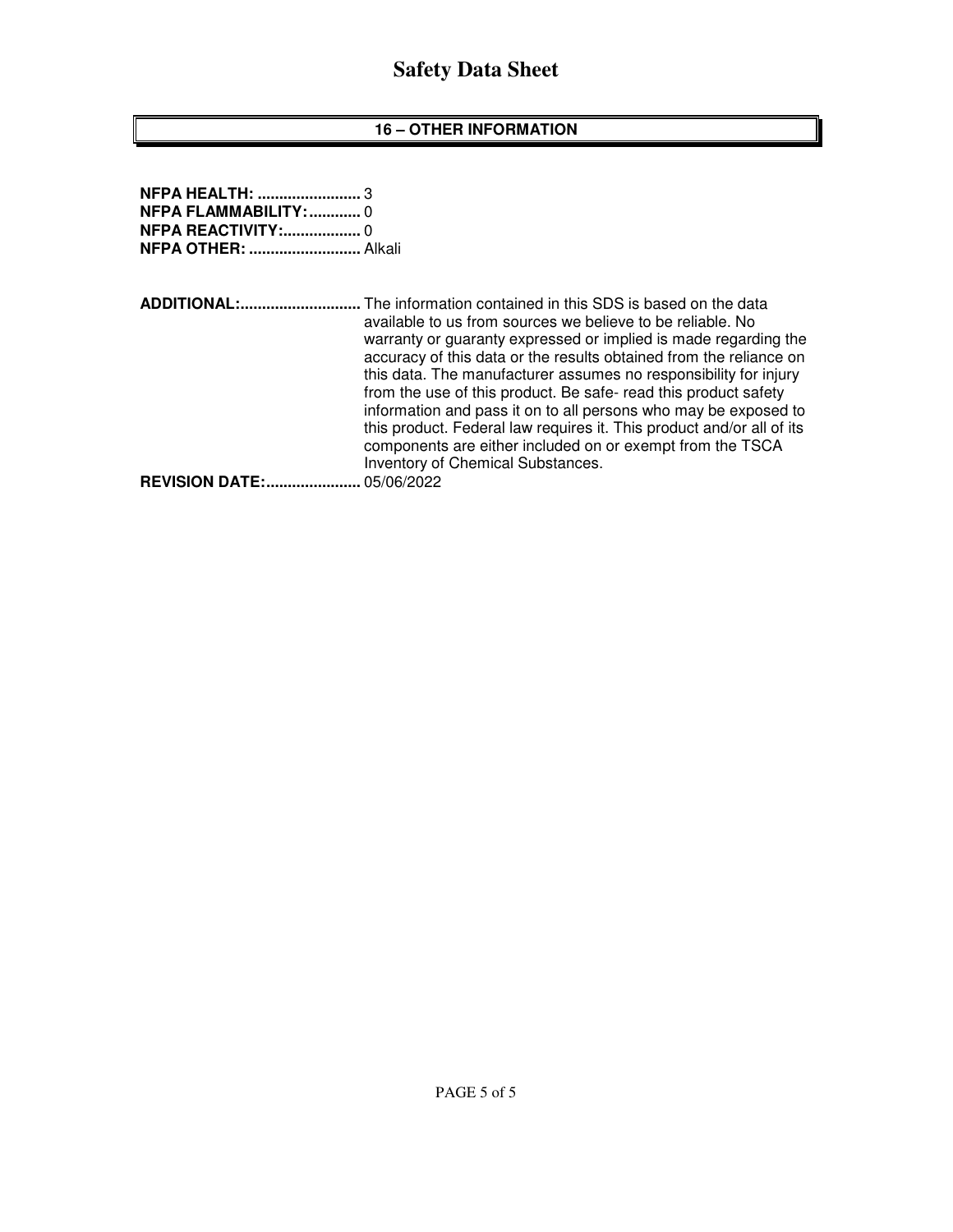## 16 – OTHER INFORMATION

**NFPA HEALTH:** ........................ 3
**NFPA FLAMMABILITY:** ............ 0
**NFPA REACTIVITY:** .................. 0
**NFPA OTHER:** .......................... Alkali

**ADDITIONAL:** ............................ The information contained in this SDS is based on the data available to us from sources we believe to be reliable. No warranty or guaranty expressed or implied is made regarding the accuracy of this data or the results obtained from the reliance on this data. The manufacturer assumes no responsibility for injury from the use of this product. Be safe- read this product safety information and pass it on to all persons who may be exposed to this product. Federal law requires it. This product and/or all of its components are either included on or exempt from the TSCA Inventory of Chemical Substances.

**REVISION DATE:** ...................... 05/06/2022